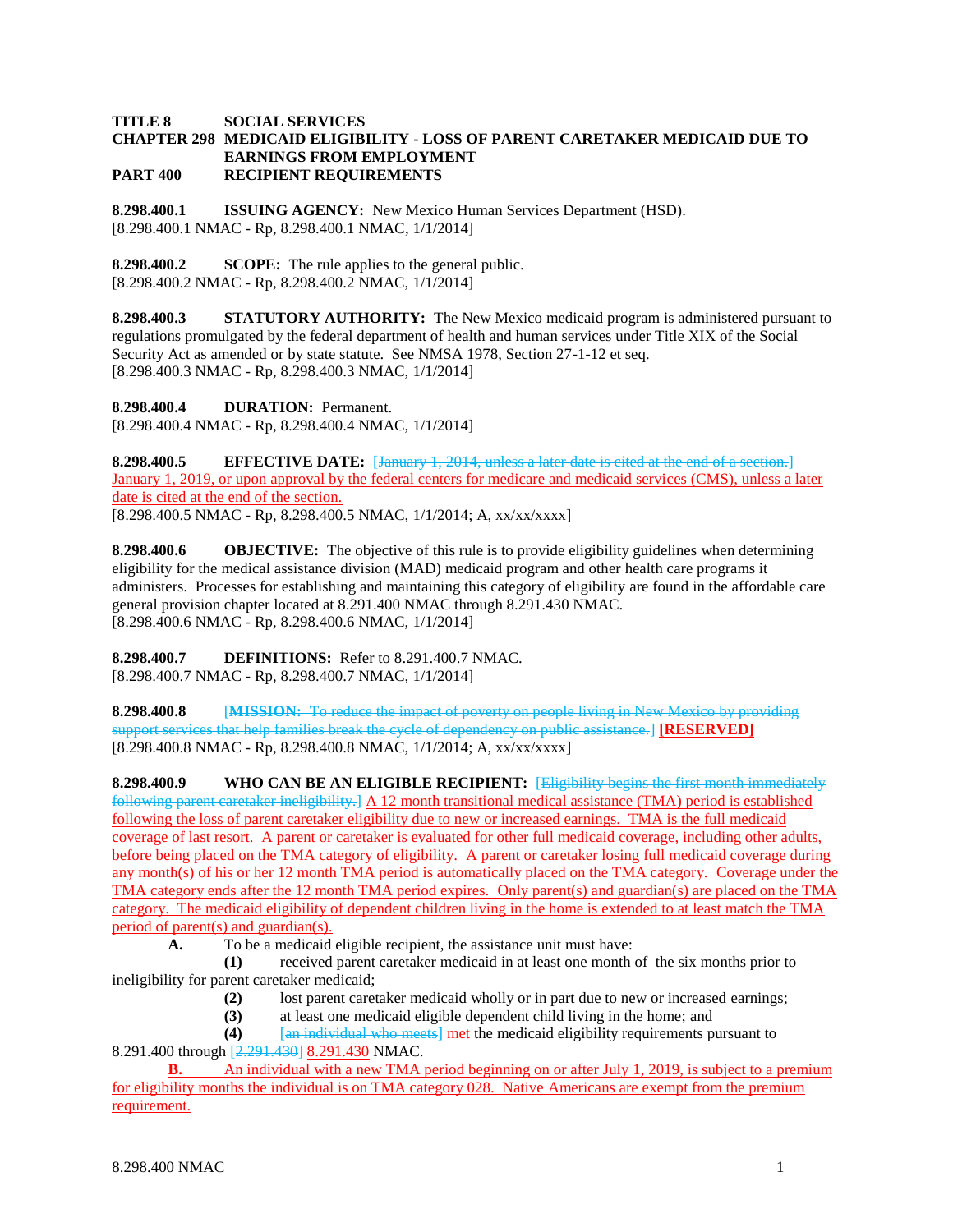**TITLE 8 SOCIAL SERVICES**
**CHAPTER 298 MEDICAID ELIGIBILITY - LOSS OF PARENT CARETAKER MEDICAID DUE TO EARNINGS FROM EMPLOYMENT**
**PART 400 RECIPIENT REQUIREMENTS**

**8.298.400.1 ISSUING AGENCY:** New Mexico Human Services Department (HSD).
[8.298.400.1 NMAC - Rp, 8.298.400.1 NMAC, 1/1/2014]

**8.298.400.2 SCOPE:** The rule applies to the general public.
[8.298.400.2 NMAC - Rp, 8.298.400.2 NMAC, 1/1/2014]

**8.298.400.3 STATUTORY AUTHORITY:** The New Mexico medicaid program is administered pursuant to regulations promulgated by the federal department of health and human services under Title XIX of the Social Security Act as amended or by state statute. See NMSA 1978, Section 27-1-12 et seq.
[8.298.400.3 NMAC - Rp, 8.298.400.3 NMAC, 1/1/2014]

**8.298.400.4 DURATION:** Permanent.
[8.298.400.4 NMAC - Rp, 8.298.400.4 NMAC, 1/1/2014]

**8.298.400.5 EFFECTIVE DATE:** [~~January 1, 2014, unless a later date is cited at the end of a section.~~] January 1, 2019, or upon approval by the federal centers for medicare and medicaid services (CMS), unless a later date is cited at the end of the section.
[8.298.400.5 NMAC - Rp, 8.298.400.5 NMAC, 1/1/2014; A, xx/xx/xxxx]

**8.298.400.6 OBJECTIVE:** The objective of this rule is to provide eligibility guidelines when determining eligibility for the medical assistance division (MAD) medicaid program and other health care programs it administers. Processes for establishing and maintaining this category of eligibility are found in the affordable care general provision chapter located at 8.291.400 NMAC through 8.291.430 NMAC.
[8.298.400.6 NMAC - Rp, 8.298.400.6 NMAC, 1/1/2014]

**8.298.400.7 DEFINITIONS:** Refer to 8.291.400.7 NMAC.
[8.298.400.7 NMAC - Rp, 8.298.400.7 NMAC, 1/1/2014]

**8.298.400.8** [~~**MISSION:** To reduce the impact of poverty on people living in New Mexico by providing support services that help families break the cycle of dependency on public assistance.~~] **[RESERVED]**
[8.298.400.8 NMAC - Rp, 8.298.400.8 NMAC, 1/1/2014; A, xx/xx/xxxx]

**8.298.400.9 WHO CAN BE AN ELIGIBLE RECIPIENT:** [~~Eligibility begins the first month immediately following parent caretaker ineligibility.~~] A 12 month transitional medical assistance (TMA) period is established following the loss of parent caretaker eligibility due to new or increased earnings. TMA is the full medicaid coverage of last resort. A parent or caretaker is evaluated for other full medicaid coverage, including other adults, before being placed on the TMA category of eligibility. A parent or caretaker losing full medicaid coverage during any month(s) of his or her 12 month TMA period is automatically placed on the TMA category. Coverage under the TMA category ends after the 12 month TMA period expires. Only parent(s) and guardian(s) are placed on the TMA category. The medicaid eligibility of dependent children living in the home is extended to at least match the TMA period of parent(s) and guardian(s).

**A.** To be a medicaid eligible recipient, the assistance unit must have:

**(1)** received parent caretaker medicaid in at least one month of the six months prior to ineligibility for parent caretaker medicaid;

**(2)** lost parent caretaker medicaid wholly or in part due to new or increased earnings;

**(3)** at least one medicaid eligible dependent child living in the home; and

**(4)** [~~an individual who meets~~] met the medicaid eligibility requirements pursuant to 8.291.400 through [~~2.291.430~~] 8.291.430 NMAC.

**B.** An individual with a new TMA period beginning on or after July 1, 2019, is subject to a premium for eligibility months the individual is on TMA category 028. Native Americans are exempt from the premium requirement.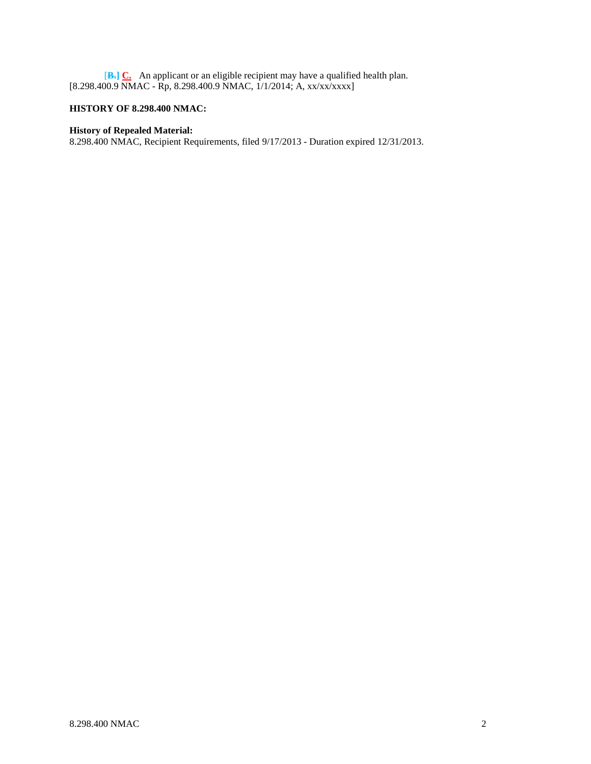[~~B.~~] **C.** An applicant or an eligible recipient may have a qualified health plan.
[8.298.400.9 NMAC - Rp, 8.298.400.9 NMAC, 1/1/2014; A, xx/xx/xxxx]

**HISTORY OF 8.298.400 NMAC:**

**History of Repealed Material:**
8.298.400 NMAC, Recipient Requirements, filed 9/17/2013 - Duration expired 12/31/2013.